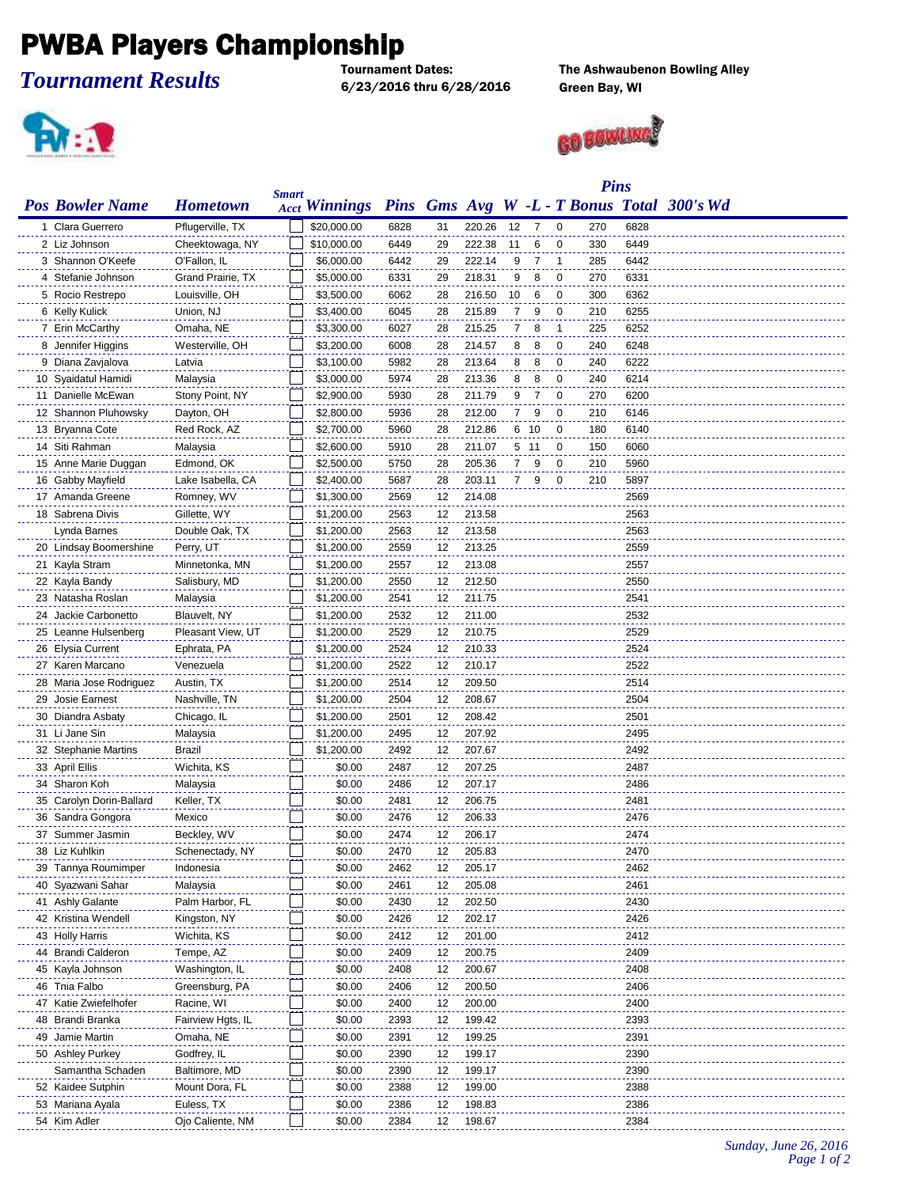# PWBA Players Championship

*Tournament Results*

**Tournament Dates:** 6/23/2016 thru 6/28/2016

**The Ashwaubenon Bowling Alley**
**Green Bay, WI**

| Pos | Bowler Name | Hometown | Smart Acct | Winnings | Pins | Gms | Avg | W | L | T | Pins Bonus | Total | 300's | Wd |
|---|---|---|---|---|---|---|---|---|---|---|---|---|---|---|
| 1 | Clara Guerrero | Pflugerville, TX | | $20,000.00 | 6828 | 31 | 220.26 | 12 | 7 | 0 | 270 | 6828 | | |
| 2 | Liz Johnson | Cheektowaga, NY | | $10,000.00 | 6449 | 29 | 222.38 | 11 | 6 | 0 | 330 | 6449 | | |
| 3 | Shannon O'Keefe | O'Fallon, IL | | $6,000.00 | 6442 | 29 | 222.14 | 9 | 7 | 1 | 285 | 6442 | | |
| 4 | Stefanie Johnson | Grand Prairie, TX | | $5,000.00 | 6331 | 29 | 218.31 | 9 | 8 | 0 | 270 | 6331 | | |
| 5 | Rocio Restrepo | Louisville, OH | | $3,500.00 | 6062 | 28 | 216.50 | 10 | 6 | 0 | 300 | 6362 | | |
| 6 | Kelly Kulick | Union, NJ | | $3,400.00 | 6045 | 28 | 215.89 | 7 | 9 | 0 | 210 | 6255 | | |
| 7 | Erin McCarthy | Omaha, NE | | $3,300.00 | 6027 | 28 | 215.25 | 7 | 8 | 1 | 225 | 6252 | | |
| 8 | Jennifer Higgins | Westerville, OH | | $3,200.00 | 6008 | 28 | 214.57 | 8 | 8 | 0 | 240 | 6248 | | |
| 9 | Diana Zavjalova | Latvia | | $3,100.00 | 5982 | 28 | 213.64 | 8 | 8 | 0 | 240 | 6222 | | |
| 10 | Syaidatul Hamidi | Malaysia | | $3,000.00 | 5974 | 28 | 213.36 | 8 | 8 | 0 | 240 | 6214 | | |
| 11 | Danielle McEwan | Stony Point, NY | | $2,900.00 | 5930 | 28 | 211.79 | 9 | 7 | 0 | 270 | 6200 | | |
| 12 | Shannon Pluhowsky | Dayton, OH | | $2,800.00 | 5936 | 28 | 212.00 | 7 | 9 | 0 | 210 | 6146 | | |
| 13 | Bryanna Cote | Red Rock, AZ | | $2,700.00 | 5960 | 28 | 212.86 | 6 | 10 | 0 | 180 | 6140 | | |
| 14 | Siti Rahman | Malaysia | | $2,600.00 | 5910 | 28 | 211.07 | 5 | 11 | 0 | 150 | 6060 | | |
| 15 | Anne Marie Duggan | Edmond, OK | | $2,500.00 | 5750 | 28 | 205.36 | 7 | 9 | 0 | 210 | 5960 | | |
| 16 | Gabby Mayfield | Lake Isabella, CA | | $2,400.00 | 5687 | 28 | 203.11 | 7 | 9 | 0 | 210 | 5897 | | |
| 17 | Amanda Greene | Romney, WV | | $1,300.00 | 2569 | 12 | 214.08 | | | | | 2569 | | |
| 18 | Sabrena Divis | Gillette, WY | | $1,200.00 | 2563 | 12 | 213.58 | | | | | 2563 | | |
| | Lynda Barnes | Double Oak, TX | | $1,200.00 | 2563 | 12 | 213.58 | | | | | 2563 | | |
| 20 | Lindsay Boomershine | Perry, UT | | $1,200.00 | 2559 | 12 | 213.25 | | | | | 2559 | | |
| 21 | Kayla Stram | Minnetonka, MN | | $1,200.00 | 2557 | 12 | 213.08 | | | | | 2557 | | |
| 22 | Kayla Bandy | Salisbury, MD | | $1,200.00 | 2550 | 12 | 212.50 | | | | | 2550 | | |
| 23 | Natasha Roslan | Malaysia | | $1,200.00 | 2541 | 12 | 211.75 | | | | | 2541 | | |
| 24 | Jackie Carbonetto | Blauvelt, NY | | $1,200.00 | 2532 | 12 | 211.00 | | | | | 2532 | | |
| 25 | Leanne Hulsenberg | Pleasant View, UT | | $1,200.00 | 2529 | 12 | 210.75 | | | | | 2529 | | |
| 26 | Elysia Current | Ephrata, PA | | $1,200.00 | 2524 | 12 | 210.33 | | | | | 2524 | | |
| 27 | Karen Marcano | Venezuela | | $1,200.00 | 2522 | 12 | 210.17 | | | | | 2522 | | |
| 28 | Maria Jose Rodriguez | Austin, TX | | $1,200.00 | 2514 | 12 | 209.50 | | | | | 2514 | | |
| 29 | Josie Earnest | Nashville, TN | | $1,200.00 | 2504 | 12 | 208.67 | | | | | 2504 | | |
| 30 | Diandra Asbaty | Chicago, IL | | $1,200.00 | 2501 | 12 | 208.42 | | | | | 2501 | | |
| 31 | Li Jane Sin | Malaysia | | $1,200.00 | 2495 | 12 | 207.92 | | | | | 2495 | | |
| 32 | Stephanie Martins | Brazil | | $1,200.00 | 2492 | 12 | 207.67 | | | | | 2492 | | |
| 33 | April Ellis | Wichita, KS | | $0.00 | 2487 | 12 | 207.25 | | | | | 2487 | | |
| 34 | Sharon Koh | Malaysia | | $0.00 | 2486 | 12 | 207.17 | | | | | 2486 | | |
| 35 | Carolyn Dorin-Ballard | Keller, TX | | $0.00 | 2481 | 12 | 206.75 | | | | | 2481 | | |
| 36 | Sandra Gongora | Mexico | | $0.00 | 2476 | 12 | 206.33 | | | | | 2476 | | |
| 37 | Summer Jasmin | Beckley, WV | | $0.00 | 2474 | 12 | 206.17 | | | | | 2474 | | |
| 38 | Liz Kuhlkin | Schenectady, NY | | $0.00 | 2470 | 12 | 205.83 | | | | | 2470 | | |
| 39 | Tannya Roumimper | Indonesia | | $0.00 | 2462 | 12 | 205.17 | | | | | 2462 | | |
| 40 | Syazwani Sahar | Malaysia | | $0.00 | 2461 | 12 | 205.08 | | | | | 2461 | | |
| 41 | Ashly Galante | Palm Harbor, FL | | $0.00 | 2430 | 12 | 202.50 | | | | | 2430 | | |
| 42 | Kristina Wendell | Kingston, NY | | $0.00 | 2426 | 12 | 202.17 | | | | | 2426 | | |
| 43 | Holly Harris | Wichita, KS | | $0.00 | 2412 | 12 | 201.00 | | | | | 2412 | | |
| 44 | Brandi Calderon | Tempe, AZ | | $0.00 | 2409 | 12 | 200.75 | | | | | 2409 | | |
| 45 | Kayla Johnson | Washington, IL | | $0.00 | 2408 | 12 | 200.67 | | | | | 2408 | | |
| 46 | Tnia Falbo | Greensburg, PA | | $0.00 | 2406 | 12 | 200.50 | | | | | 2406 | | |
| 47 | Katie Zwiefelhofer | Racine, WI | | $0.00 | 2400 | 12 | 200.00 | | | | | 2400 | | |
| 48 | Brandi Branka | Fairview Hgts, IL | | $0.00 | 2393 | 12 | 199.42 | | | | | 2393 | | |
| 49 | Jamie Martin | Omaha, NE | | $0.00 | 2391 | 12 | 199.25 | | | | | 2391 | | |
| 50 | Ashley Purkey | Godfrey, IL | | $0.00 | 2390 | 12 | 199.17 | | | | | 2390 | | |
| | Samantha Schaden | Baltimore, MD | | $0.00 | 2390 | 12 | 199.17 | | | | | 2390 | | |
| 52 | Kaidee Sutphin | Mount Dora, FL | | $0.00 | 2388 | 12 | 199.00 | | | | | 2388 | | |
| 53 | Mariana Ayala | Euless, TX | | $0.00 | 2386 | 12 | 198.83 | | | | | 2386 | | |
| 54 | Kim Adler | Ojo Caliente, NM | | $0.00 | 2384 | 12 | 198.67 | | | | | 2384 | | |

*Sunday, June 26, 2016*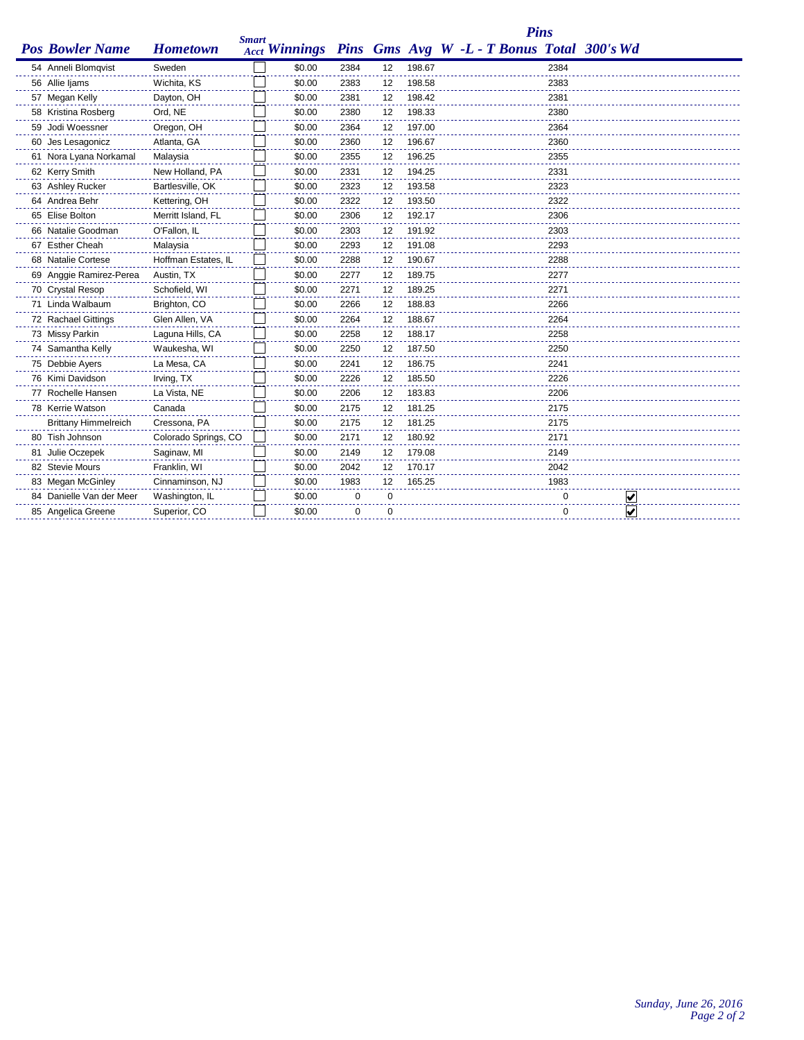| Pos | Bowler Name | Hometown | Smart Acct | Winnings | Pins | Gms | Avg | W -L - T | Pins Bonus | Total | 300's | Wd |
|---|---|---|---|---|---|---|---|---|---|---|---|---|
| 54 | Anneli Blomqvist | Sweden | ☐ | $0.00 | 2384 | 12 | 198.67 | | | 2384 | | |
| 56 | Allie Ijams | Wichita, KS | ☐ | $0.00 | 2383 | 12 | 198.58 | | | 2383 | | |
| 57 | Megan Kelly | Dayton, OH | ☐ | $0.00 | 2381 | 12 | 198.42 | | | 2381 | | |
| 58 | Kristina Rosberg | Ord, NE | ☐ | $0.00 | 2380 | 12 | 198.33 | | | 2380 | | |
| 59 | Jodi Woessner | Oregon, OH | ☐ | $0.00 | 2364 | 12 | 197.00 | | | 2364 | | |
| 60 | Jes Lesagonicz | Atlanta, GA | ☐ | $0.00 | 2360 | 12 | 196.67 | | | 2360 | | |
| 61 | Nora Lyana Norkamal | Malaysia | ☐ | $0.00 | 2355 | 12 | 196.25 | | | 2355 | | |
| 62 | Kerry Smith | New Holland, PA | ☐ | $0.00 | 2331 | 12 | 194.25 | | | 2331 | | |
| 63 | Ashley Rucker | Bartlesville, OK | ☐ | $0.00 | 2323 | 12 | 193.58 | | | 2323 | | |
| 64 | Andrea Behr | Kettering, OH | ☐ | $0.00 | 2322 | 12 | 193.50 | | | 2322 | | |
| 65 | Elise Bolton | Merritt Island, FL | ☐ | $0.00 | 2306 | 12 | 192.17 | | | 2306 | | |
| 66 | Natalie Goodman | O'Fallon, IL | ☐ | $0.00 | 2303 | 12 | 191.92 | | | 2303 | | |
| 67 | Esther Cheah | Malaysia | ☐ | $0.00 | 2293 | 12 | 191.08 | | | 2293 | | |
| 68 | Natalie Cortese | Hoffman Estates, IL | ☐ | $0.00 | 2288 | 12 | 190.67 | | | 2288 | | |
| 69 | Anggie Ramirez-Perea | Austin, TX | ☐ | $0.00 | 2277 | 12 | 189.75 | | | 2277 | | |
| 70 | Crystal Resop | Schofield, WI | ☐ | $0.00 | 2271 | 12 | 189.25 | | | 2271 | | |
| 71 | Linda Walbaum | Brighton, CO | ☐ | $0.00 | 2266 | 12 | 188.83 | | | 2266 | | |
| 72 | Rachael Gittings | Glen Allen, VA | ☐ | $0.00 | 2264 | 12 | 188.67 | | | 2264 | | |
| 73 | Missy Parkin | Laguna Hills, CA | ☐ | $0.00 | 2258 | 12 | 188.17 | | | 2258 | | |
| 74 | Samantha Kelly | Waukesha, WI | ☐ | $0.00 | 2250 | 12 | 187.50 | | | 2250 | | |
| 75 | Debbie Ayers | La Mesa, CA | ☐ | $0.00 | 2241 | 12 | 186.75 | | | 2241 | | |
| 76 | Kimi Davidson | Irving, TX | ☐ | $0.00 | 2226 | 12 | 185.50 | | | 2226 | | |
| 77 | Rochelle Hansen | La Vista, NE | ☐ | $0.00 | 2206 | 12 | 183.83 | | | 2206 | | |
| 78 | Kerrie Watson | Canada | ☐ | $0.00 | 2175 | 12 | 181.25 | | | 2175 | | |
| | Brittany Himmelreich | Cressona, PA | ☐ | $0.00 | 2175 | 12 | 181.25 | | | 2175 | | |
| 80 | Tish Johnson | Colorado Springs, CO | ☐ | $0.00 | 2171 | 12 | 180.92 | | | 2171 | | |
| 81 | Julie Oczepek | Saginaw, MI | ☐ | $0.00 | 2149 | 12 | 179.08 | | | 2149 | | |
| 82 | Stevie Mours | Franklin, WI | ☐ | $0.00 | 2042 | 12 | 170.17 | | | 2042 | | |
| 83 | Megan McGinley | Cinnaminson, NJ | ☐ | $0.00 | 1983 | 12 | 165.25 | | | 1983 | | |
| 84 | Danielle Van der Meer | Washington, IL | ☐ | $0.00 | 0 | 0 | | | | 0 | | ☑ |
| 85 | Angelica Greene | Superior, CO | ☐ | $0.00 | 0 | 0 | | | | 0 | | ☑ |

*Sunday, June 26, 2016*